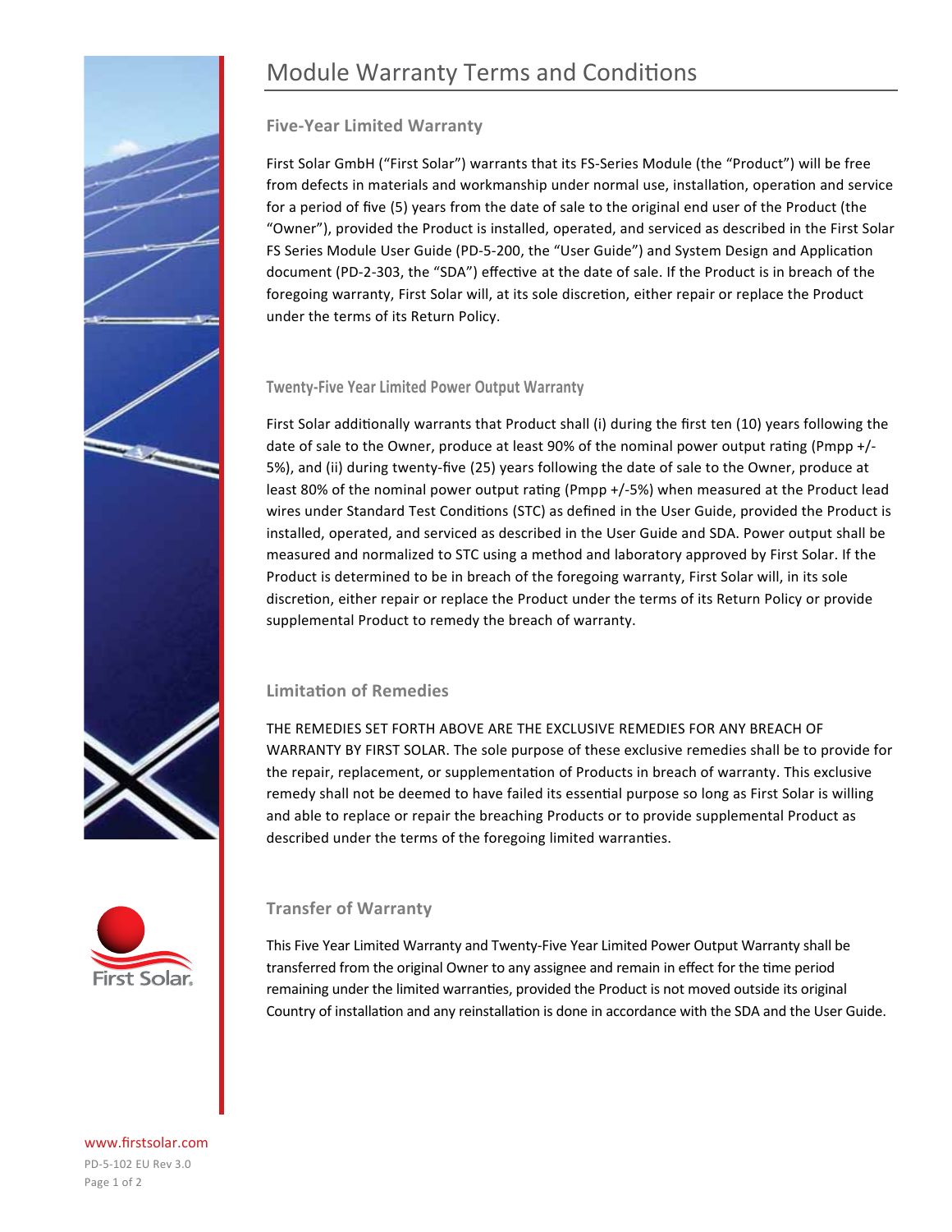# Module Warranty Terms and Conditions

## Five-Year Limited Warranty

First Solar GmbH ("First Solar") warrants that its FS-Series Module (the "Product") will be free from defects in materials and workmanship under normal use, installation, operation and service for a period of five (5) years from the date of sale to the original end user of the Product (the "Owner"), provided the Product is installed, operated, and serviced as described in the First Solar FS Series Module User Guide (PD-5-200, the "User Guide") and System Design and Application document (PD-2-303, the "SDA") effective at the date of sale. If the Product is in breach of the foregoing warranty, First Solar will, at its sole discretion, either repair or replace the Product under the terms of its Return Policy.

## Twenty-Five Year Limited Power Output Warranty

First Solar additionally warrants that Product shall (i) during the first ten (10) years following the date of sale to the Owner, produce at least 90% of the nominal power output rating (Pmpp +/-5%), and (ii) during twenty-five (25) years following the date of sale to the Owner, produce at least 80% of the nominal power output rating (Pmpp +/-5%) when measured at the Product lead wires under Standard Test Conditions (STC) as defined in the User Guide, provided the Product is installed, operated, and serviced as described in the User Guide and SDA. Power output shall be measured and normalized to STC using a method and laboratory approved by First Solar. If the Product is determined to be in breach of the foregoing warranty, First Solar will, in its sole discretion, either repair or replace the Product under the terms of its Return Policy or provide supplemental Product to remedy the breach of warranty.

## Limitation of Remedies

THE REMEDIES SET FORTH ABOVE ARE THE EXCLUSIVE REMEDIES FOR ANY BREACH OF WARRANTY BY FIRST SOLAR. The sole purpose of these exclusive remedies shall be to provide for the repair, replacement, or supplementation of Products in breach of warranty. This exclusive remedy shall not be deemed to have failed its essential purpose so long as First Solar is willing and able to replace or repair the breaching Products or to provide supplemental Product as described under the terms of the foregoing limited warranties.

## Transfer of Warranty

This Five Year Limited Warranty and Twenty-Five Year Limited Power Output Warranty shall be transferred from the original Owner to any assignee and remain in effect for the time period remaining under the limited warranties, provided the Product is not moved outside its original Country of installation and any reinstallation is done in accordance with the SDA and the User Guide.

www.firstsolar.com

PD-5-102 EU Rev 3.0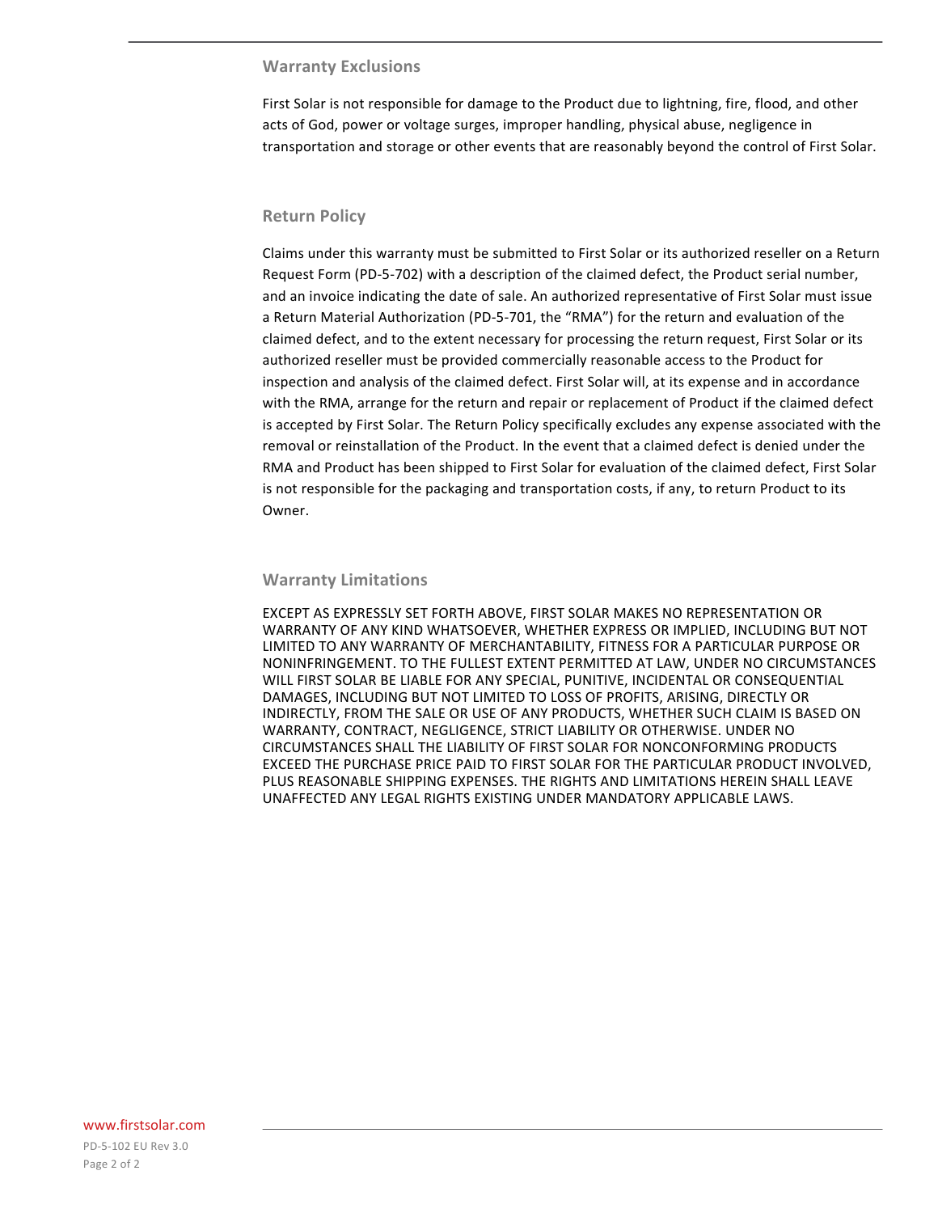## Warranty Exclusions

First Solar is not responsible for damage to the Product due to lightning, fire, flood, and other acts of God, power or voltage surges, improper handling, physical abuse, negligence in transportation and storage or other events that are reasonably beyond the control of First Solar.

## Return Policy

Claims under this warranty must be submitted to First Solar or its authorized reseller on a Return Request Form (PD-5-702) with a description of the claimed defect, the Product serial number, and an invoice indicating the date of sale. An authorized representative of First Solar must issue a Return Material Authorization (PD-5-701, the "RMA") for the return and evaluation of the claimed defect, and to the extent necessary for processing the return request, First Solar or its authorized reseller must be provided commercially reasonable access to the Product for inspection and analysis of the claimed defect. First Solar will, at its expense and in accordance with the RMA, arrange for the return and repair or replacement of Product if the claimed defect is accepted by First Solar. The Return Policy specifically excludes any expense associated with the removal or reinstallation of the Product. In the event that a claimed defect is denied under the RMA and Product has been shipped to First Solar for evaluation of the claimed defect, First Solar is not responsible for the packaging and transportation costs, if any, to return Product to its Owner.

## Warranty Limitations

EXCEPT AS EXPRESSLY SET FORTH ABOVE, FIRST SOLAR MAKES NO REPRESENTATION OR WARRANTY OF ANY KIND WHATSOEVER, WHETHER EXPRESS OR IMPLIED, INCLUDING BUT NOT LIMITED TO ANY WARRANTY OF MERCHANTABILITY, FITNESS FOR A PARTICULAR PURPOSE OR NONINFRINGEMENT. TO THE FULLEST EXTENT PERMITTED AT LAW, UNDER NO CIRCUMSTANCES WILL FIRST SOLAR BE LIABLE FOR ANY SPECIAL, PUNITIVE, INCIDENTAL OR CONSEQUENTIAL DAMAGES, INCLUDING BUT NOT LIMITED TO LOSS OF PROFITS, ARISING, DIRECTLY OR INDIRECTLY, FROM THE SALE OR USE OF ANY PRODUCTS, WHETHER SUCH CLAIM IS BASED ON WARRANTY, CONTRACT, NEGLIGENCE, STRICT LIABILITY OR OTHERWISE. UNDER NO CIRCUMSTANCES SHALL THE LIABILITY OF FIRST SOLAR FOR NONCONFORMING PRODUCTS EXCEED THE PURCHASE PRICE PAID TO FIRST SOLAR FOR THE PARTICULAR PRODUCT INVOLVED, PLUS REASONABLE SHIPPING EXPENSES. THE RIGHTS AND LIMITATIONS HEREIN SHALL LEAVE UNAFFECTED ANY LEGAL RIGHTS EXISTING UNDER MANDATORY APPLICABLE LAWS.